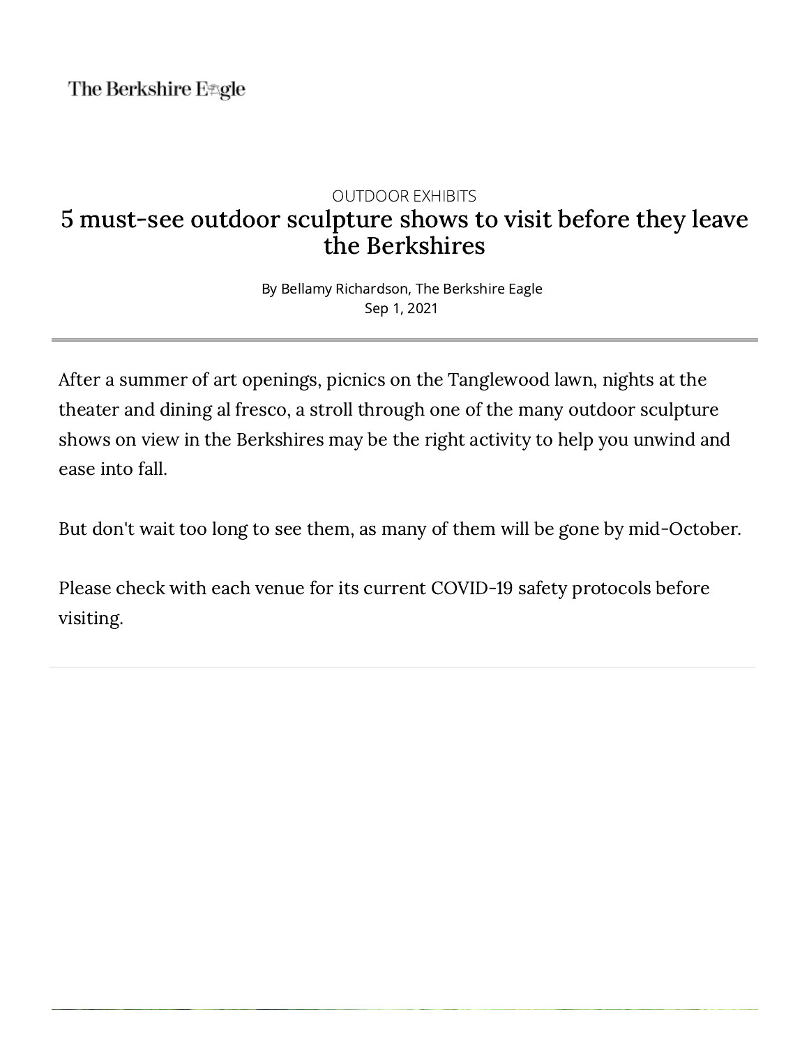The Berkshire Eagle

OUTDOOR EXHIBITS

# 5 must-see outdoor sculpture shows to visit before they leave the Berkshires

By Bellamy Richardson, The Berkshire Eagle
Sep 1, 2021

---

After a summer of art openings, picnics on the Tanglewood lawn, nights at the theater and dining al fresco, a stroll through one of the many outdoor sculpture shows on view in the Berkshires may be the right activity to help you unwind and ease into fall.

But don't wait too long to see them, as many of them will be gone by mid-October.

Please check with each venue for its current COVID-19 safety protocols before visiting.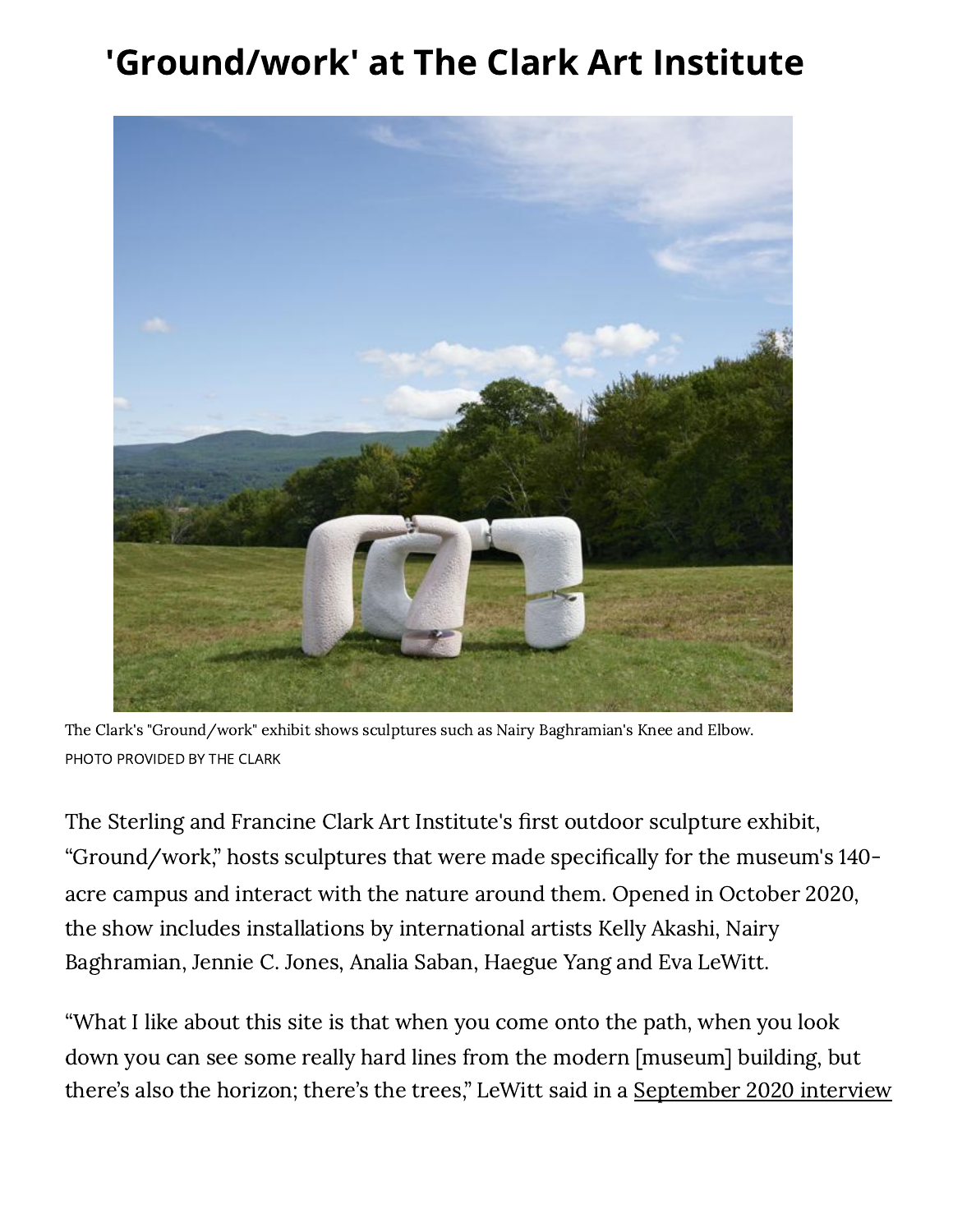# 'Ground/work' at The Clark Art Institute

The Clark's "Ground/work" exhibit shows sculptures such as Nairy Baghramian's Knee and Elbow.
PHOTO PROVIDED BY THE CLARK

The Sterling and Francine Clark Art Institute's first outdoor sculpture exhibit, "Ground/work," hosts sculptures that were made specifically for the museum's 140-acre campus and interact with the nature around them. Opened in October 2020, the show includes installations by international artists Kelly Akashi, Nairy Baghramian, Jennie C. Jones, Analia Saban, Haegue Yang and Eva LeWitt.

"What I like about this site is that when you come onto the path, when you look down you can see some really hard lines from the modern [museum] building, but there's also the horizon; there's the trees," LeWitt said in a September 2020 interview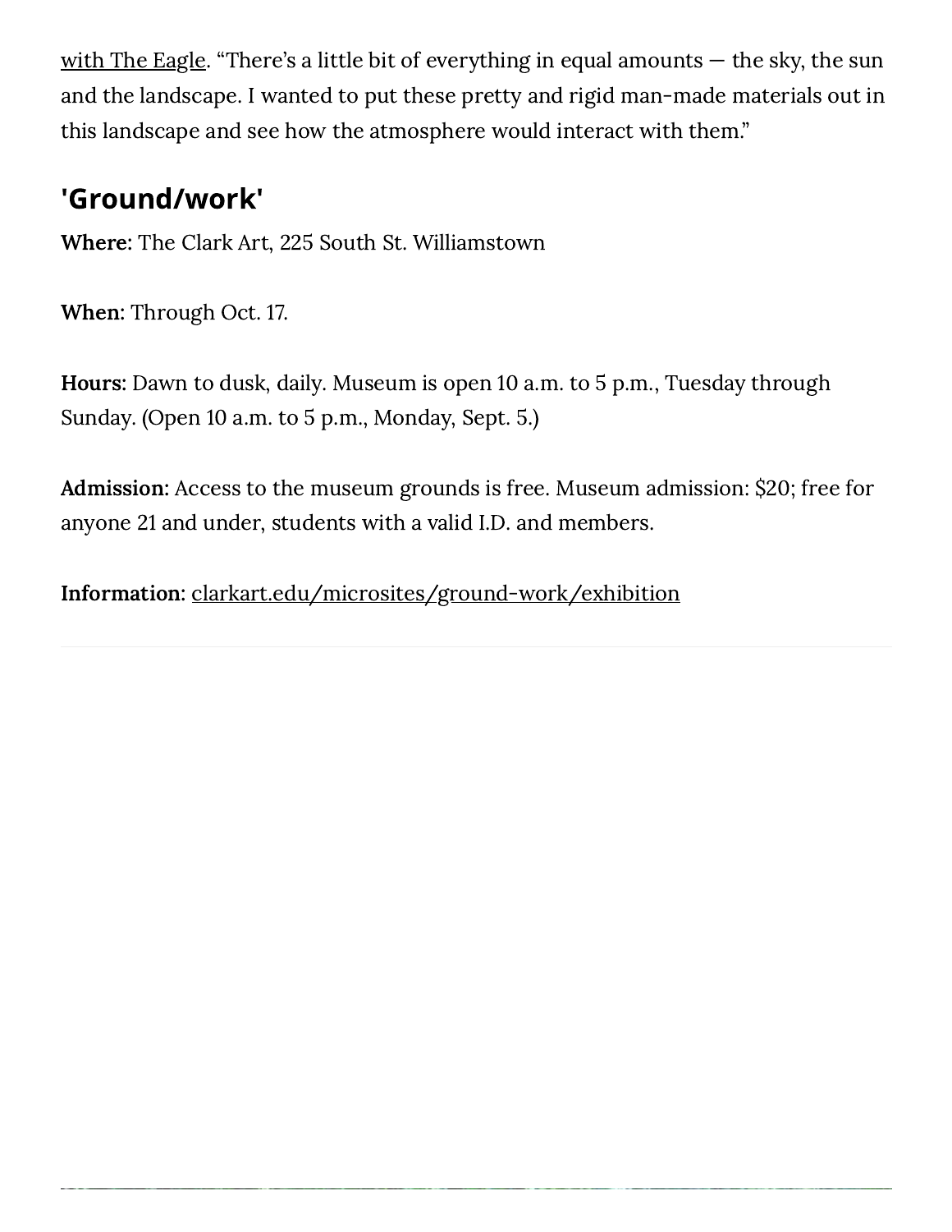with The Eagle. “There’s a little bit of everything in equal amounts — the sky, the sun and the landscape. I wanted to put these pretty and rigid man-made materials out in this landscape and see how the atmosphere would interact with them.”

## 'Ground/work'

**Where:** The Clark Art, 225 South St. Williamstown

**When:** Through Oct. 17.

**Hours:** Dawn to dusk, daily. Museum is open 10 a.m. to 5 p.m., Tuesday through Sunday. (Open 10 a.m. to 5 p.m., Monday, Sept. 5.)

**Admission:** Access to the museum grounds is free. Museum admission: $20; free for anyone 21 and under, students with a valid I.D. and members.

**Information:** clarkart.edu/microsites/ground-work/exhibition